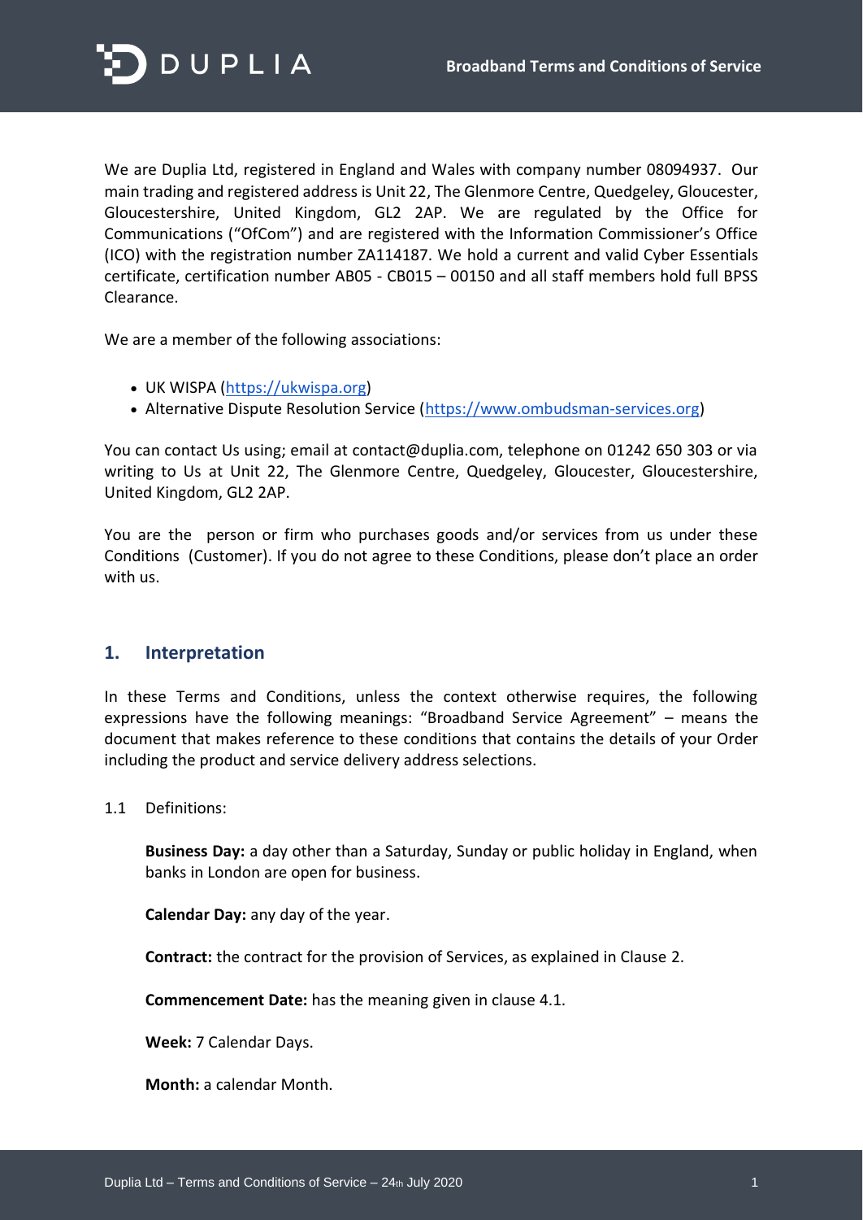We are Duplia Ltd, registered in England and Wales with company number 08094937. Our main trading and registered address is Unit 22, The Glenmore Centre, Quedgeley, Gloucester, Gloucestershire, United Kingdom, GL2 2AP. We are regulated by the Office for Communications ("OfCom") and are registered with the Information Commissioner's Office (ICO) with the registration number ZA114187. We hold a current and valid Cyber Essentials certificate, certification number AB05 - CB015 – 00150 and all staff members hold full BPSS Clearance.

We are a member of the following associations:

- UK WISPA (https://ukwispa.org)
- Alternative Dispute Resolution Service (https://www.ombudsman-services.org)

You can contact Us using; email at contact@duplia.com, telephone on 01242 650 303 or via writing to Us at Unit 22, The Glenmore Centre, Quedgeley, Gloucester, Gloucestershire, United Kingdom, GL2 2AP.

You are the person or firm who purchases goods and/or services from us under these Conditions (Customer). If you do not agree to these Conditions, please don't place an order with us.

## 1. Interpretation

In these Terms and Conditions, unless the context otherwise requires, the following expressions have the following meanings: "Broadband Service Agreement" – means the document that makes reference to these conditions that contains the details of your Order including the product and service delivery address selections.

1.1 Definitions:

**Business Day:** a day other than a Saturday, Sunday or public holiday in England, when banks in London are open for business.

**Calendar Day:** any day of the year.

**Contract:** the contract for the provision of Services, as explained in Clause 2.

**Commencement Date:** has the meaning given in clause 4.1.

**Week:** 7 Calendar Days.

**Month:** a calendar Month.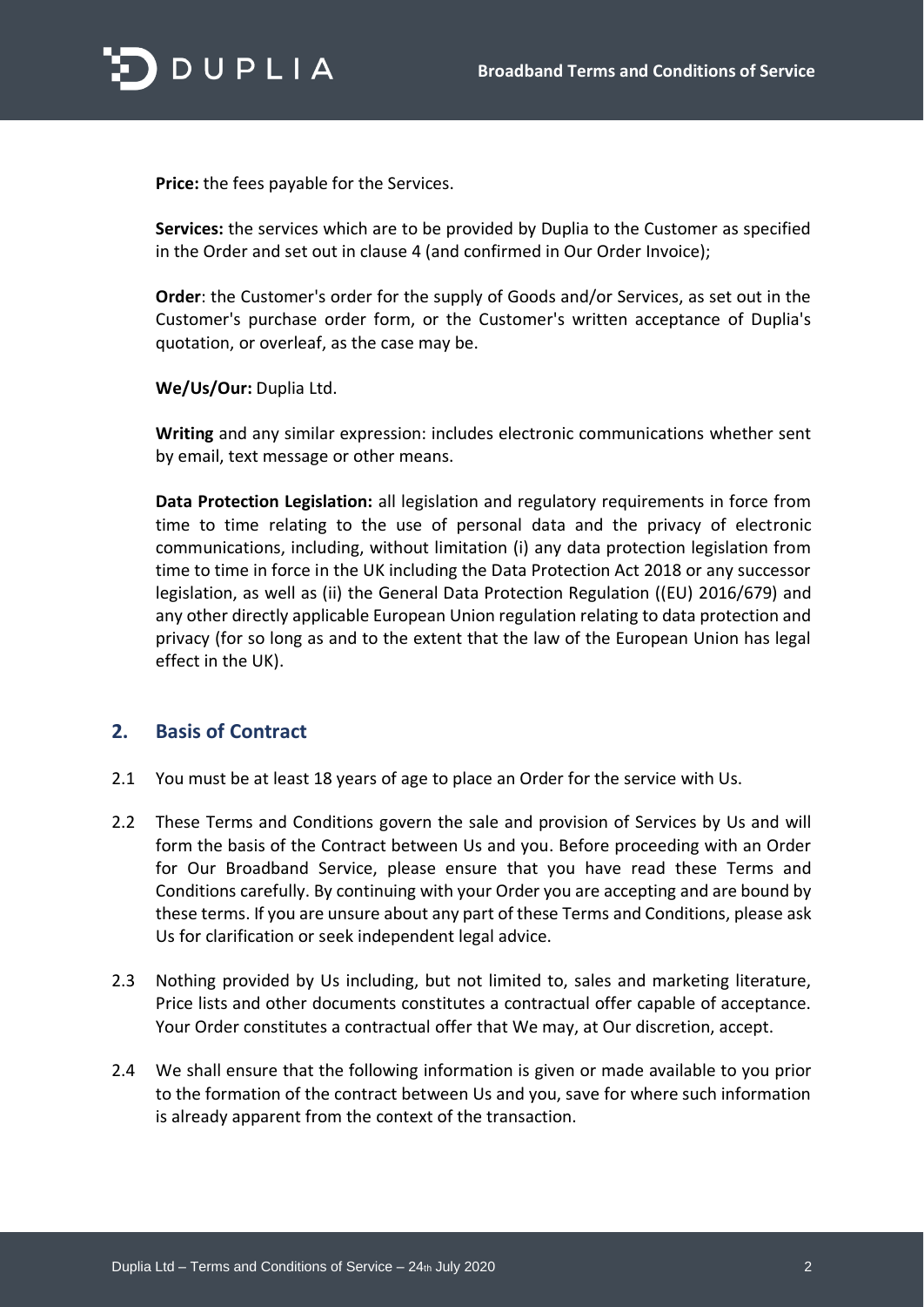**Price:** the fees payable for the Services.

**Services:** the services which are to be provided by Duplia to the Customer as specified in the Order and set out in clause 4 (and confirmed in Our Order Invoice);

**Order**: the Customer's order for the supply of Goods and/or Services, as set out in the Customer's purchase order form, or the Customer's written acceptance of Duplia's quotation, or overleaf, as the case may be.

**We/Us/Our:** Duplia Ltd.

**Writing** and any similar expression: includes electronic communications whether sent by email, text message or other means.

**Data Protection Legislation:** all legislation and regulatory requirements in force from time to time relating to the use of personal data and the privacy of electronic communications, including, without limitation (i) any data protection legislation from time to time in force in the UK including the Data Protection Act 2018 or any successor legislation, as well as (ii) the General Data Protection Regulation ((EU) 2016/679) and any other directly applicable European Union regulation relating to data protection and privacy (for so long as and to the extent that the law of the European Union has legal effect in the UK).

## 2. Basis of Contract

2.1 You must be at least 18 years of age to place an Order for the service with Us.

2.2 These Terms and Conditions govern the sale and provision of Services by Us and will form the basis of the Contract between Us and you. Before proceeding with an Order for Our Broadband Service, please ensure that you have read these Terms and Conditions carefully. By continuing with your Order you are accepting and are bound by these terms. If you are unsure about any part of these Terms and Conditions, please ask Us for clarification or seek independent legal advice.

2.3 Nothing provided by Us including, but not limited to, sales and marketing literature, Price lists and other documents constitutes a contractual offer capable of acceptance. Your Order constitutes a contractual offer that We may, at Our discretion, accept.

2.4 We shall ensure that the following information is given or made available to you prior to the formation of the contract between Us and you, save for where such information is already apparent from the context of the transaction.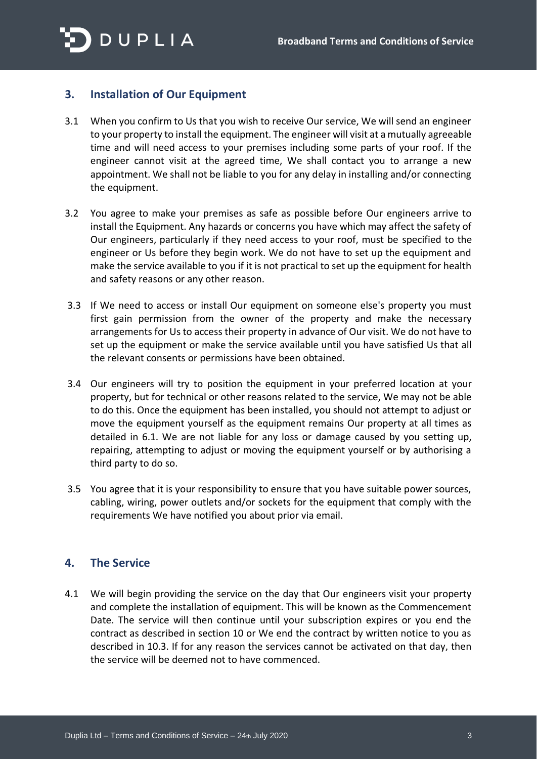## 3. Installation of Our Equipment

3.1 When you confirm to Us that you wish to receive Our service, We will send an engineer to your property to install the equipment. The engineer will visit at a mutually agreeable time and will need access to your premises including some parts of your roof. If the engineer cannot visit at the agreed time, We shall contact you to arrange a new appointment. We shall not be liable to you for any delay in installing and/or connecting the equipment.

3.2 You agree to make your premises as safe as possible before Our engineers arrive to install the Equipment. Any hazards or concerns you have which may affect the safety of Our engineers, particularly if they need access to your roof, must be specified to the engineer or Us before they begin work. We do not have to set up the equipment and make the service available to you if it is not practical to set up the equipment for health and safety reasons or any other reason.

3.3 If We need to access or install Our equipment on someone else's property you must first gain permission from the owner of the property and make the necessary arrangements for Us to access their property in advance of Our visit. We do not have to set up the equipment or make the service available until you have satisfied Us that all the relevant consents or permissions have been obtained.

3.4 Our engineers will try to position the equipment in your preferred location at your property, but for technical or other reasons related to the service, We may not be able to do this. Once the equipment has been installed, you should not attempt to adjust or move the equipment yourself as the equipment remains Our property at all times as detailed in 6.1. We are not liable for any loss or damage caused by you setting up, repairing, attempting to adjust or moving the equipment yourself or by authorising a third party to do so.

3.5 You agree that it is your responsibility to ensure that you have suitable power sources, cabling, wiring, power outlets and/or sockets for the equipment that comply with the requirements We have notified you about prior via email.

## 4. The Service

4.1 We will begin providing the service on the day that Our engineers visit your property and complete the installation of equipment. This will be known as the Commencement Date. The service will then continue until your subscription expires or you end the contract as described in section 10 or We end the contract by written notice to you as described in 10.3. If for any reason the services cannot be activated on that day, then the service will be deemed not to have commenced.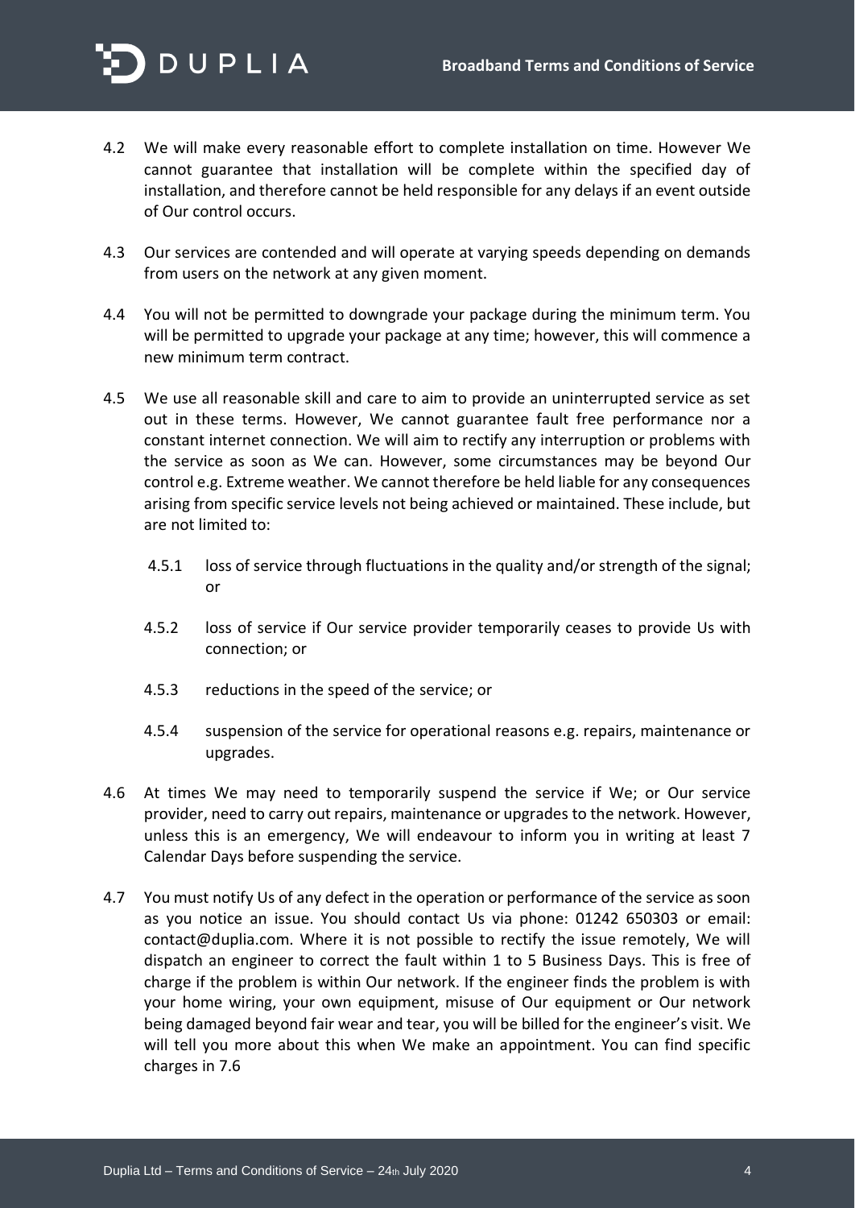4.2 We will make every reasonable effort to complete installation on time. However We cannot guarantee that installation will be complete within the specified day of installation, and therefore cannot be held responsible for any delays if an event outside of Our control occurs.

4.3 Our services are contended and will operate at varying speeds depending on demands from users on the network at any given moment.

4.4 You will not be permitted to downgrade your package during the minimum term. You will be permitted to upgrade your package at any time; however, this will commence a new minimum term contract.

4.5 We use all reasonable skill and care to aim to provide an uninterrupted service as set out in these terms. However, We cannot guarantee fault free performance nor a constant internet connection. We will aim to rectify any interruption or problems with the service as soon as We can. However, some circumstances may be beyond Our control e.g. Extreme weather. We cannot therefore be held liable for any consequences arising from specific service levels not being achieved or maintained. These include, but are not limited to:

4.5.1 loss of service through fluctuations in the quality and/or strength of the signal; or

4.5.2 loss of service if Our service provider temporarily ceases to provide Us with connection; or

4.5.3 reductions in the speed of the service; or

4.5.4 suspension of the service for operational reasons e.g. repairs, maintenance or upgrades.

4.6 At times We may need to temporarily suspend the service if We; or Our service provider, need to carry out repairs, maintenance or upgrades to the network. However, unless this is an emergency, We will endeavour to inform you in writing at least 7 Calendar Days before suspending the service.

4.7 You must notify Us of any defect in the operation or performance of the service as soon as you notice an issue. You should contact Us via phone: 01242 650303 or email: contact@duplia.com. Where it is not possible to rectify the issue remotely, We will dispatch an engineer to correct the fault within 1 to 5 Business Days. This is free of charge if the problem is within Our network. If the engineer finds the problem is with your home wiring, your own equipment, misuse of Our equipment or Our network being damaged beyond fair wear and tear, you will be billed for the engineer's visit. We will tell you more about this when We make an appointment. You can find specific charges in 7.6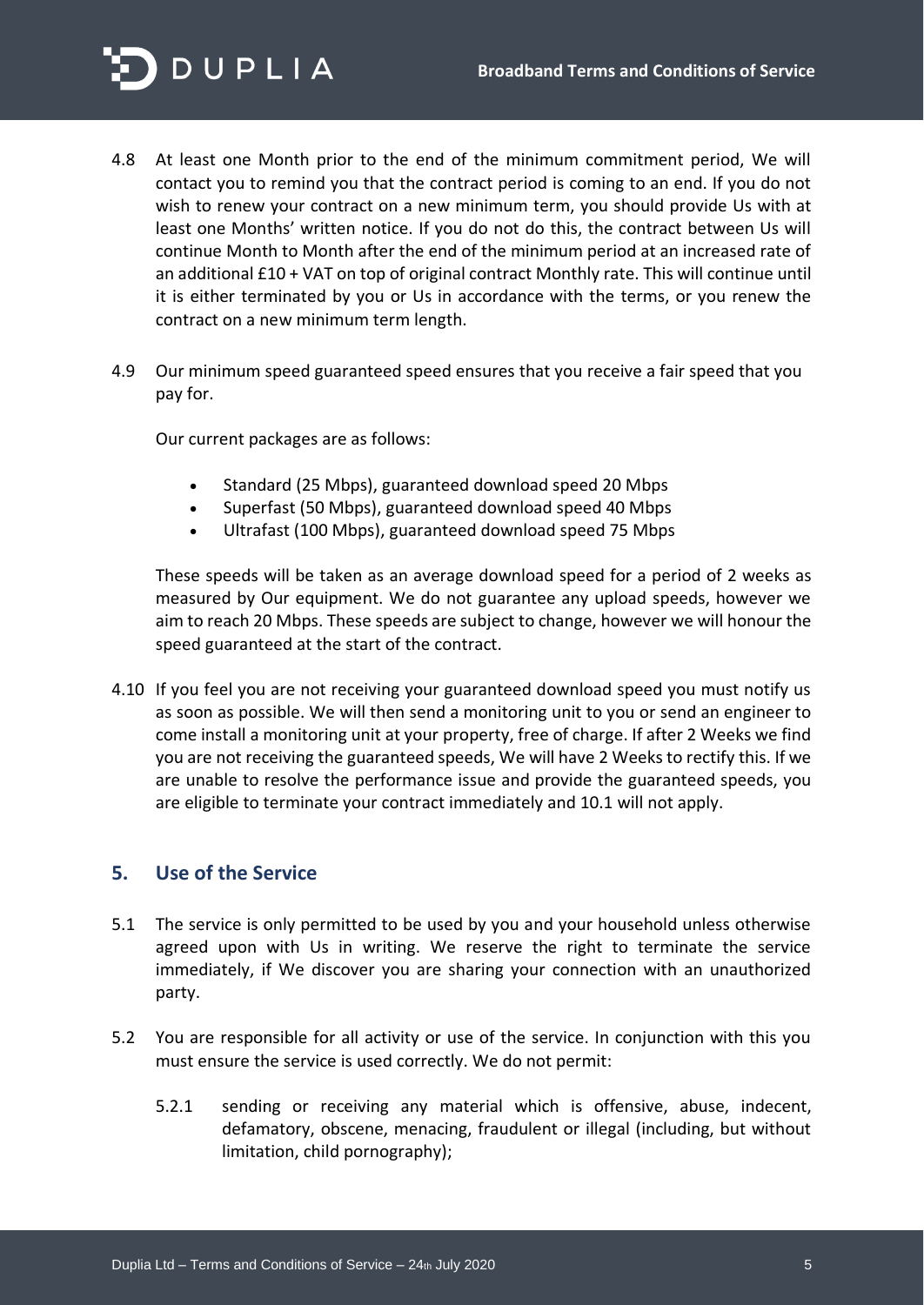4.8 At least one Month prior to the end of the minimum commitment period, We will contact you to remind you that the contract period is coming to an end. If you do not wish to renew your contract on a new minimum term, you should provide Us with at least one Months' written notice. If you do not do this, the contract between Us will continue Month to Month after the end of the minimum period at an increased rate of an additional £10 + VAT on top of original contract Monthly rate. This will continue until it is either terminated by you or Us in accordance with the terms, or you renew the contract on a new minimum term length.

4.9 Our minimum speed guaranteed speed ensures that you receive a fair speed that you pay for.

Our current packages are as follows:

- Standard (25 Mbps), guaranteed download speed 20 Mbps
- Superfast (50 Mbps), guaranteed download speed 40 Mbps
- Ultrafast (100 Mbps), guaranteed download speed 75 Mbps

These speeds will be taken as an average download speed for a period of 2 weeks as measured by Our equipment. We do not guarantee any upload speeds, however we aim to reach 20 Mbps. These speeds are subject to change, however we will honour the speed guaranteed at the start of the contract.

4.10 If you feel you are not receiving your guaranteed download speed you must notify us as soon as possible. We will then send a monitoring unit to you or send an engineer to come install a monitoring unit at your property, free of charge. If after 2 Weeks we find you are not receiving the guaranteed speeds, We will have 2 Weeks to rectify this. If we are unable to resolve the performance issue and provide the guaranteed speeds, you are eligible to terminate your contract immediately and 10.1 will not apply.

## 5. Use of the Service

5.1 The service is only permitted to be used by you and your household unless otherwise agreed upon with Us in writing. We reserve the right to terminate the service immediately, if We discover you are sharing your connection with an unauthorized party.

5.2 You are responsible for all activity or use of the service. In conjunction with this you must ensure the service is used correctly. We do not permit:

5.2.1 sending or receiving any material which is offensive, abuse, indecent, defamatory, obscene, menacing, fraudulent or illegal (including, but without limitation, child pornography);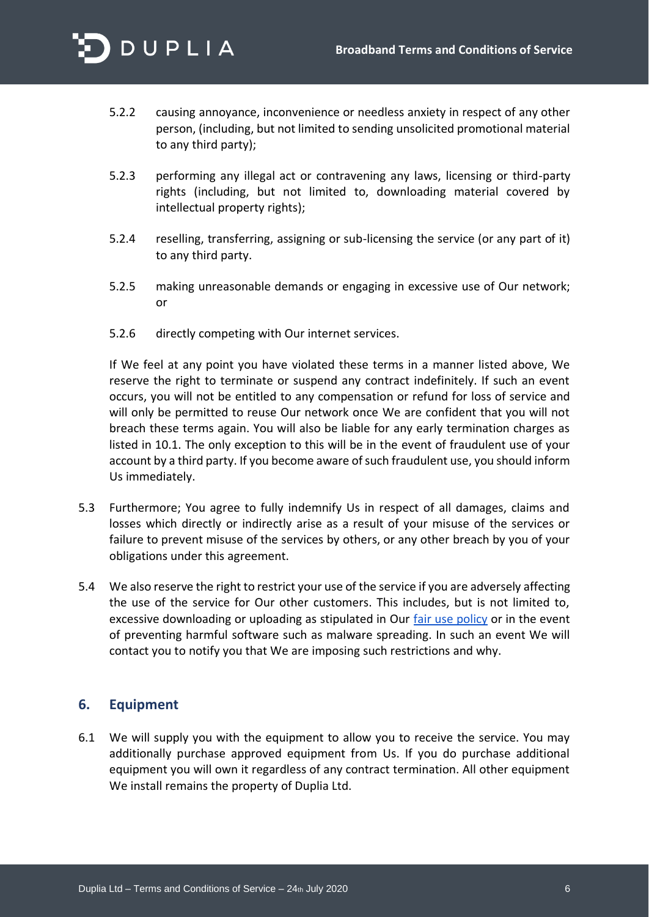5.2.2 causing annoyance, inconvenience or needless anxiety in respect of any other person, (including, but not limited to sending unsolicited promotional material to any third party);

5.2.3 performing any illegal act or contravening any laws, licensing or third-party rights (including, but not limited to, downloading material covered by intellectual property rights);

5.2.4 reselling, transferring, assigning or sub-licensing the service (or any part of it) to any third party.

5.2.5 making unreasonable demands or engaging in excessive use of Our network; or

5.2.6 directly competing with Our internet services.

If We feel at any point you have violated these terms in a manner listed above, We reserve the right to terminate or suspend any contract indefinitely. If such an event occurs, you will not be entitled to any compensation or refund for loss of service and will only be permitted to reuse Our network once We are confident that you will not breach these terms again. You will also be liable for any early termination charges as listed in 10.1. The only exception to this will be in the event of fraudulent use of your account by a third party. If you become aware of such fraudulent use, you should inform Us immediately.

5.3 Furthermore; You agree to fully indemnify Us in respect of all damages, claims and losses which directly or indirectly arise as a result of your misuse of the services or failure to prevent misuse of the services by others, or any other breach by you of your obligations under this agreement.

5.4 We also reserve the right to restrict your use of the service if you are adversely affecting the use of the service for Our other customers. This includes, but is not limited to, excessive downloading or uploading as stipulated in Our fair use policy or in the event of preventing harmful software such as malware spreading. In such an event We will contact you to notify you that We are imposing such restrictions and why.

## 6. Equipment

6.1 We will supply you with the equipment to allow you to receive the service. You may additionally purchase approved equipment from Us. If you do purchase additional equipment you will own it regardless of any contract termination. All other equipment We install remains the property of Duplia Ltd.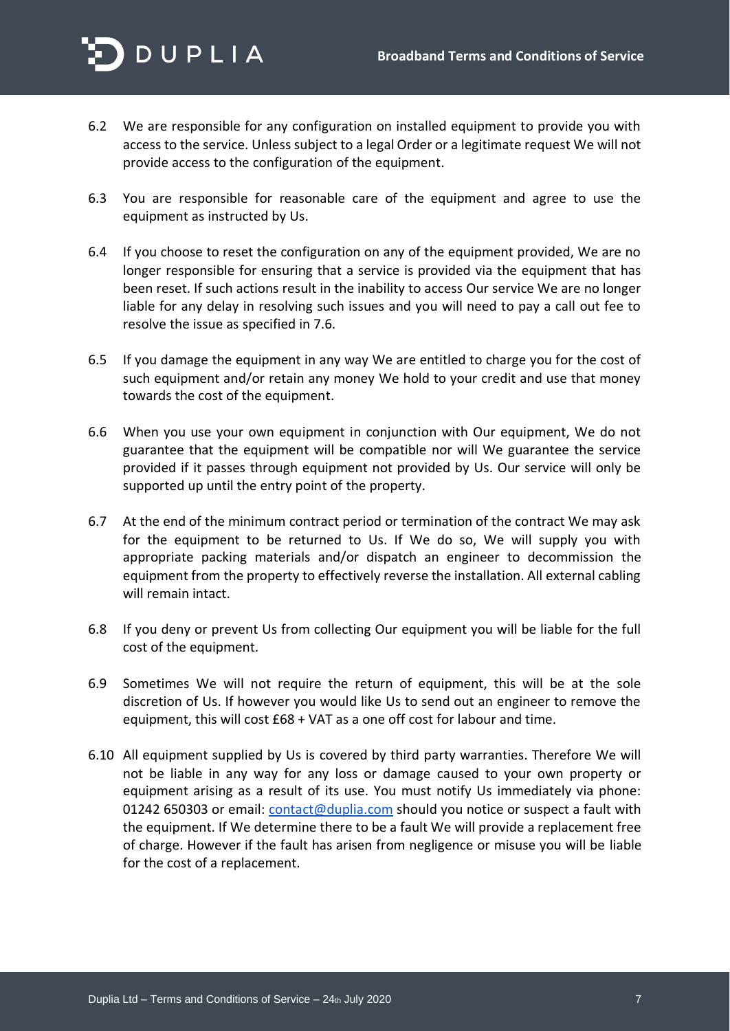6.2 We are responsible for any configuration on installed equipment to provide you with access to the service. Unless subject to a legal Order or a legitimate request We will not provide access to the configuration of the equipment.

6.3 You are responsible for reasonable care of the equipment and agree to use the equipment as instructed by Us.

6.4 If you choose to reset the configuration on any of the equipment provided, We are no longer responsible for ensuring that a service is provided via the equipment that has been reset. If such actions result in the inability to access Our service We are no longer liable for any delay in resolving such issues and you will need to pay a call out fee to resolve the issue as specified in 7.6.

6.5 If you damage the equipment in any way We are entitled to charge you for the cost of such equipment and/or retain any money We hold to your credit and use that money towards the cost of the equipment.

6.6 When you use your own equipment in conjunction with Our equipment, We do not guarantee that the equipment will be compatible nor will We guarantee the service provided if it passes through equipment not provided by Us. Our service will only be supported up until the entry point of the property.

6.7 At the end of the minimum contract period or termination of the contract We may ask for the equipment to be returned to Us. If We do so, We will supply you with appropriate packing materials and/or dispatch an engineer to decommission the equipment from the property to effectively reverse the installation. All external cabling will remain intact.

6.8 If you deny or prevent Us from collecting Our equipment you will be liable for the full cost of the equipment.

6.9 Sometimes We will not require the return of equipment, this will be at the sole discretion of Us. If however you would like Us to send out an engineer to remove the equipment, this will cost £68 + VAT as a one off cost for labour and time.

6.10 All equipment supplied by Us is covered by third party warranties. Therefore We will not be liable in any way for any loss or damage caused to your own property or equipment arising as a result of its use. You must notify Us immediately via phone: 01242 650303 or email: contact@duplia.com should you notice or suspect a fault with the equipment. If We determine there to be a fault We will provide a replacement free of charge. However if the fault has arisen from negligence or misuse you will be liable for the cost of a replacement.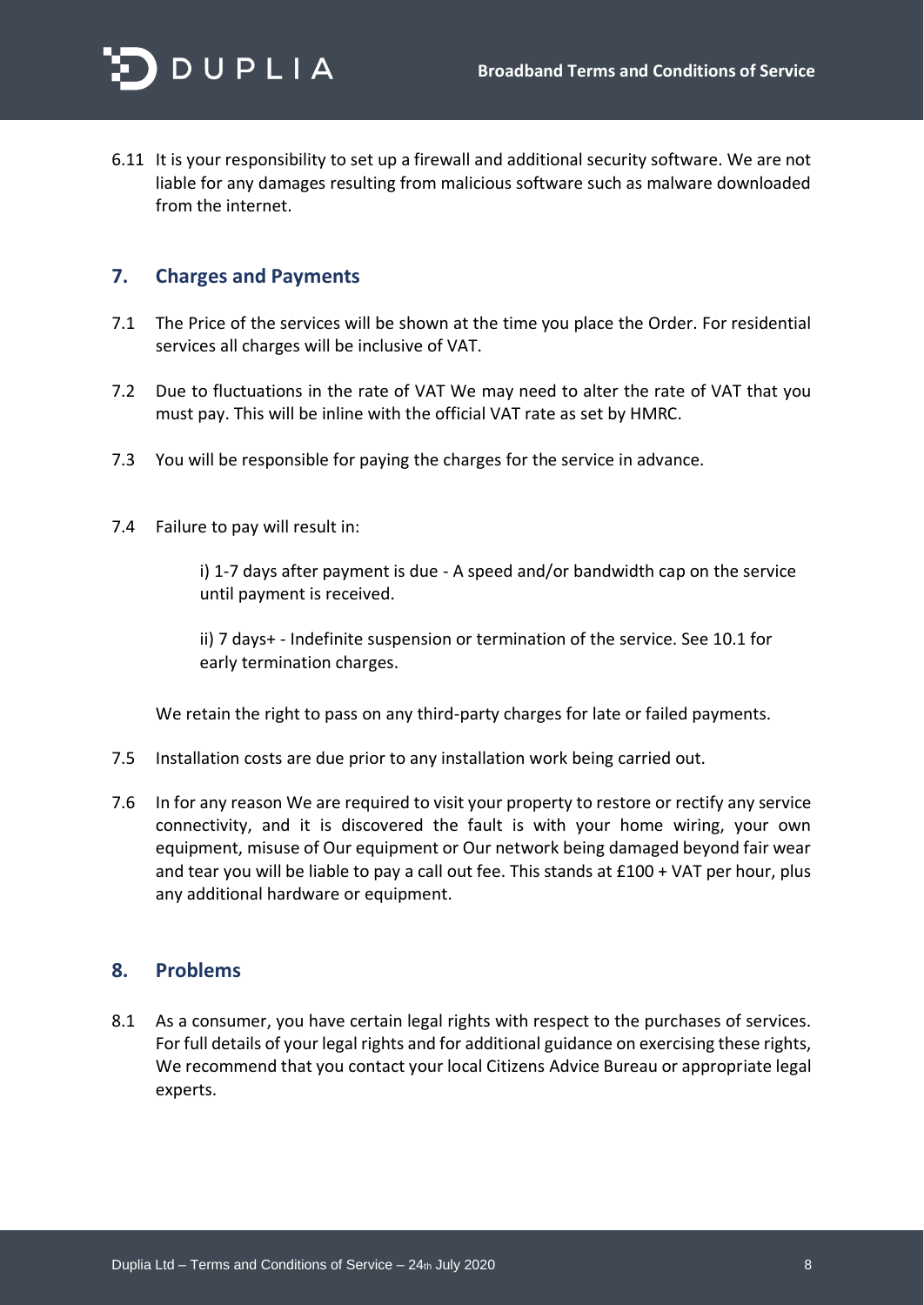6.11 It is your responsibility to set up a firewall and additional security software. We are not liable for any damages resulting from malicious software such as malware downloaded from the internet.

## 7. Charges and Payments

7.1 The Price of the services will be shown at the time you place the Order. For residential services all charges will be inclusive of VAT.

7.2 Due to fluctuations in the rate of VAT We may need to alter the rate of VAT that you must pay. This will be inline with the official VAT rate as set by HMRC.

7.3 You will be responsible for paying the charges for the service in advance.

7.4 Failure to pay will result in:

i) 1-7 days after payment is due - A speed and/or bandwidth cap on the service until payment is received.

ii) 7 days+ - Indefinite suspension or termination of the service. See 10.1 for early termination charges.

We retain the right to pass on any third-party charges for late or failed payments.

7.5 Installation costs are due prior to any installation work being carried out.

7.6 In for any reason We are required to visit your property to restore or rectify any service connectivity, and it is discovered the fault is with your home wiring, your own equipment, misuse of Our equipment or Our network being damaged beyond fair wear and tear you will be liable to pay a call out fee. This stands at £100 + VAT per hour, plus any additional hardware or equipment.

## 8. Problems

8.1 As a consumer, you have certain legal rights with respect to the purchases of services. For full details of your legal rights and for additional guidance on exercising these rights, We recommend that you contact your local Citizens Advice Bureau or appropriate legal experts.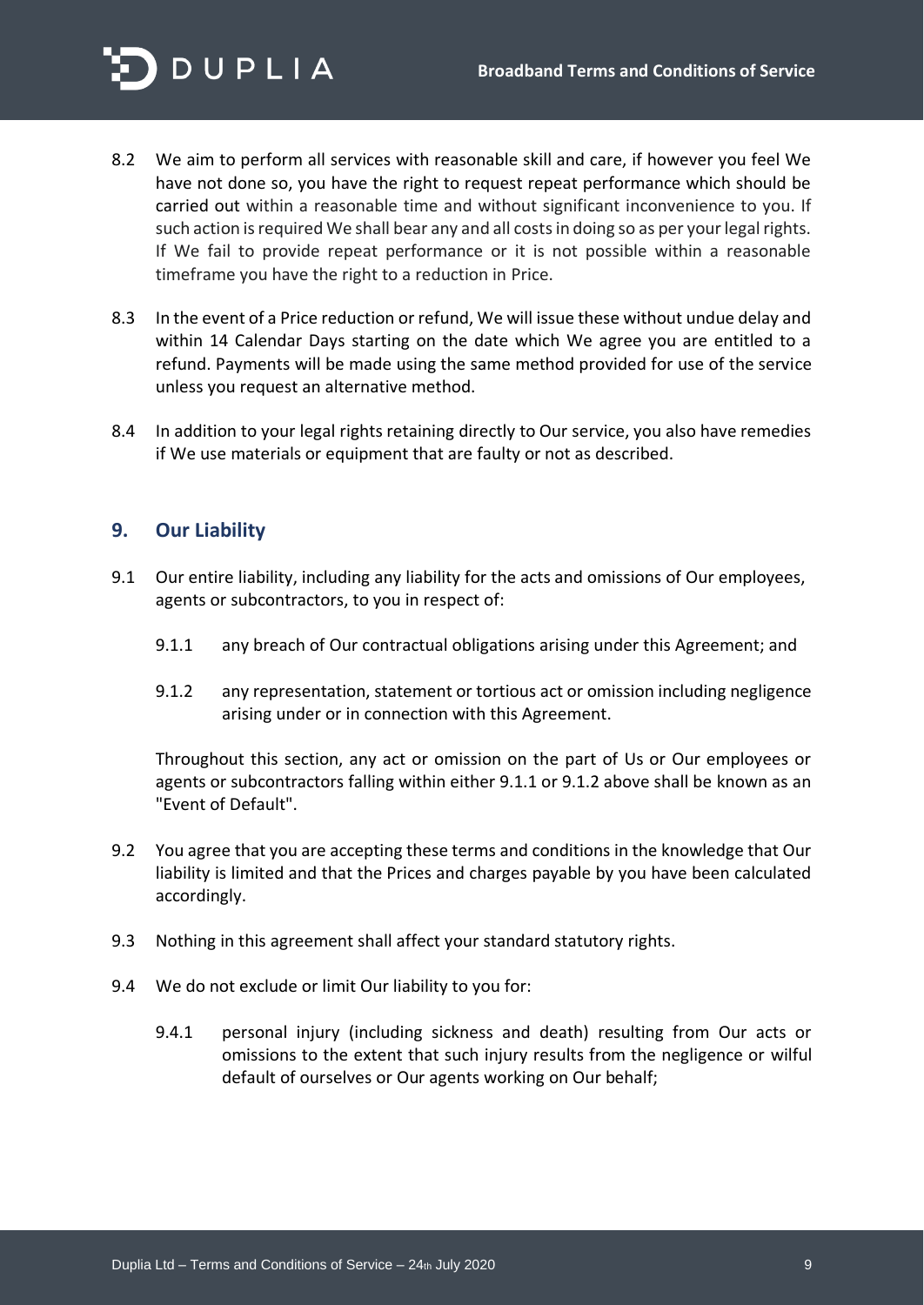8.2 We aim to perform all services with reasonable skill and care, if however you feel We have not done so, you have the right to request repeat performance which should be carried out within a reasonable time and without significant inconvenience to you. If such action is required We shall bear any and all costs in doing so as per your legal rights. If We fail to provide repeat performance or it is not possible within a reasonable timeframe you have the right to a reduction in Price.

8.3 In the event of a Price reduction or refund, We will issue these without undue delay and within 14 Calendar Days starting on the date which We agree you are entitled to a refund. Payments will be made using the same method provided for use of the service unless you request an alternative method.

8.4 In addition to your legal rights retaining directly to Our service, you also have remedies if We use materials or equipment that are faulty or not as described.

## 9. Our Liability

9.1 Our entire liability, including any liability for the acts and omissions of Our employees, agents or subcontractors, to you in respect of:

9.1.1 any breach of Our contractual obligations arising under this Agreement; and

9.1.2 any representation, statement or tortious act or omission including negligence arising under or in connection with this Agreement.

Throughout this section, any act or omission on the part of Us or Our employees or agents or subcontractors falling within either 9.1.1 or 9.1.2 above shall be known as an "Event of Default".

9.2 You agree that you are accepting these terms and conditions in the knowledge that Our liability is limited and that the Prices and charges payable by you have been calculated accordingly.

9.3 Nothing in this agreement shall affect your standard statutory rights.

9.4 We do not exclude or limit Our liability to you for:

9.4.1 personal injury (including sickness and death) resulting from Our acts or omissions to the extent that such injury results from the negligence or wilful default of ourselves or Our agents working on Our behalf;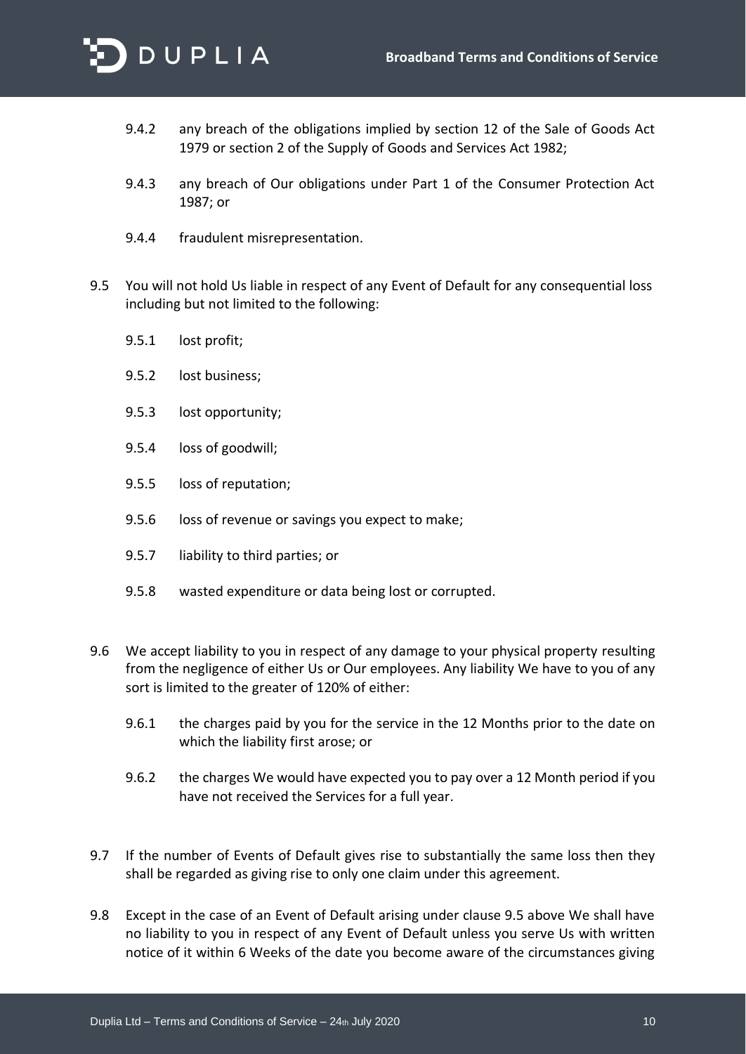9.4.2 any breach of the obligations implied by section 12 of the Sale of Goods Act 1979 or section 2 of the Supply of Goods and Services Act 1982;

9.4.3 any breach of Our obligations under Part 1 of the Consumer Protection Act 1987; or

9.4.4 fraudulent misrepresentation.

9.5 You will not hold Us liable in respect of any Event of Default for any consequential loss including but not limited to the following:

9.5.1 lost profit;

9.5.2 lost business;

9.5.3 lost opportunity;

9.5.4 loss of goodwill;

9.5.5 loss of reputation;

9.5.6 loss of revenue or savings you expect to make;

9.5.7 liability to third parties; or

9.5.8 wasted expenditure or data being lost or corrupted.

9.6 We accept liability to you in respect of any damage to your physical property resulting from the negligence of either Us or Our employees. Any liability We have to you of any sort is limited to the greater of 120% of either:

9.6.1 the charges paid by you for the service in the 12 Months prior to the date on which the liability first arose; or

9.6.2 the charges We would have expected you to pay over a 12 Month period if you have not received the Services for a full year.

9.7 If the number of Events of Default gives rise to substantially the same loss then they shall be regarded as giving rise to only one claim under this agreement.

9.8 Except in the case of an Event of Default arising under clause 9.5 above We shall have no liability to you in respect of any Event of Default unless you serve Us with written notice of it within 6 Weeks of the date you become aware of the circumstances giving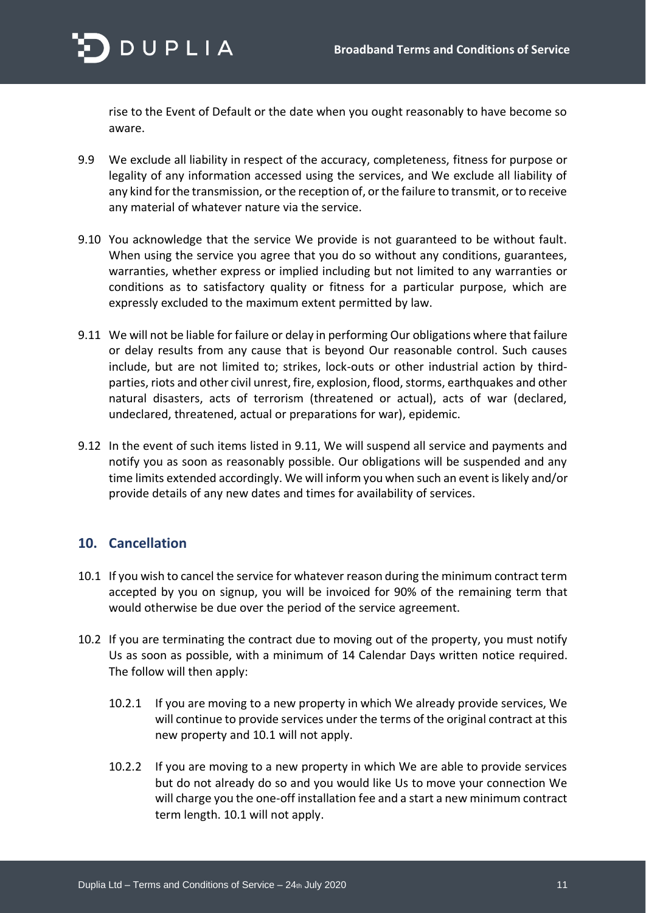rise to the Event of Default or the date when you ought reasonably to have become so aware.

9.9 We exclude all liability in respect of the accuracy, completeness, fitness for purpose or legality of any information accessed using the services, and We exclude all liability of any kind for the transmission, or the reception of, or the failure to transmit, or to receive any material of whatever nature via the service.

9.10 You acknowledge that the service We provide is not guaranteed to be without fault. When using the service you agree that you do so without any conditions, guarantees, warranties, whether express or implied including but not limited to any warranties or conditions as to satisfactory quality or fitness for a particular purpose, which are expressly excluded to the maximum extent permitted by law.

9.11 We will not be liable for failure or delay in performing Our obligations where that failure or delay results from any cause that is beyond Our reasonable control. Such causes include, but are not limited to; strikes, lock-outs or other industrial action by third-parties, riots and other civil unrest, fire, explosion, flood, storms, earthquakes and other natural disasters, acts of terrorism (threatened or actual), acts of war (declared, undeclared, threatened, actual or preparations for war), epidemic.

9.12 In the event of such items listed in 9.11, We will suspend all service and payments and notify you as soon as reasonably possible. Our obligations will be suspended and any time limits extended accordingly. We will inform you when such an event is likely and/or provide details of any new dates and times for availability of services.

## 10. Cancellation

10.1 If you wish to cancel the service for whatever reason during the minimum contract term accepted by you on signup, you will be invoiced for 90% of the remaining term that would otherwise be due over the period of the service agreement.

10.2 If you are terminating the contract due to moving out of the property, you must notify Us as soon as possible, with a minimum of 14 Calendar Days written notice required. The follow will then apply:

10.2.1 If you are moving to a new property in which We already provide services, We will continue to provide services under the terms of the original contract at this new property and 10.1 will not apply.

10.2.2 If you are moving to a new property in which We are able to provide services but do not already do so and you would like Us to move your connection We will charge you the one-off installation fee and a start a new minimum contract term length. 10.1 will not apply.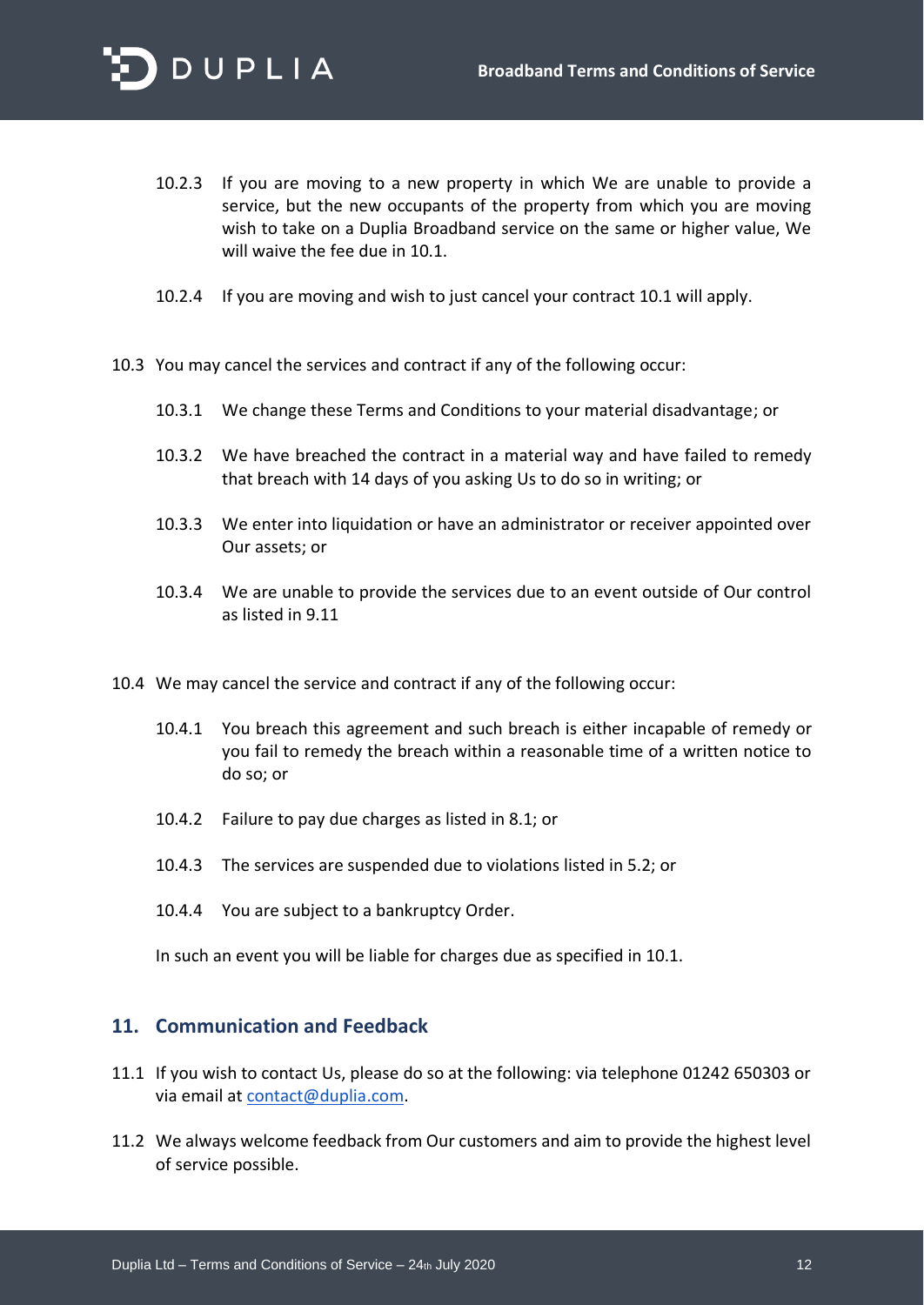10.2.3 If you are moving to a new property in which We are unable to provide a service, but the new occupants of the property from which you are moving wish to take on a Duplia Broadband service on the same or higher value, We will waive the fee due in 10.1.

10.2.4 If you are moving and wish to just cancel your contract 10.1 will apply.

10.3 You may cancel the services and contract if any of the following occur:

10.3.1 We change these Terms and Conditions to your material disadvantage; or

10.3.2 We have breached the contract in a material way and have failed to remedy that breach with 14 days of you asking Us to do so in writing; or

10.3.3 We enter into liquidation or have an administrator or receiver appointed over Our assets; or

10.3.4 We are unable to provide the services due to an event outside of Our control as listed in 9.11

10.4 We may cancel the service and contract if any of the following occur:

10.4.1 You breach this agreement and such breach is either incapable of remedy or you fail to remedy the breach within a reasonable time of a written notice to do so; or

10.4.2 Failure to pay due charges as listed in 8.1; or

10.4.3 The services are suspended due to violations listed in 5.2; or

10.4.4 You are subject to a bankruptcy Order.

In such an event you will be liable for charges due as specified in 10.1.

## 11. Communication and Feedback

11.1 If you wish to contact Us, please do so at the following: via telephone 01242 650303 or via email at contact@duplia.com.

11.2 We always welcome feedback from Our customers and aim to provide the highest level of service possible.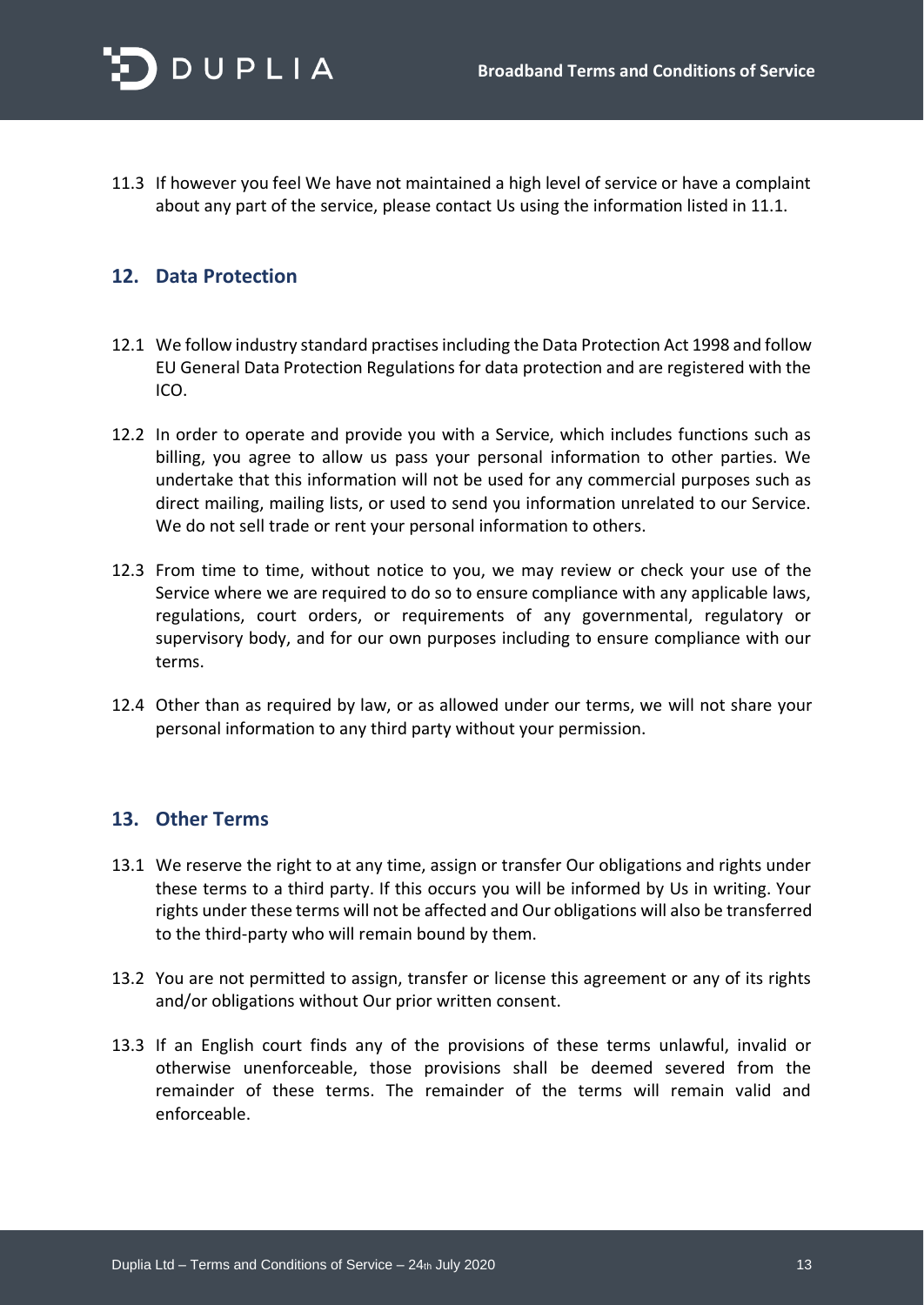11.3 If however you feel We have not maintained a high level of service or have a complaint about any part of the service, please contact Us using the information listed in 11.1.

## 12. Data Protection

12.1 We follow industry standard practises including the Data Protection Act 1998 and follow EU General Data Protection Regulations for data protection and are registered with the ICO.

12.2 In order to operate and provide you with a Service, which includes functions such as billing, you agree to allow us pass your personal information to other parties. We undertake that this information will not be used for any commercial purposes such as direct mailing, mailing lists, or used to send you information unrelated to our Service. We do not sell trade or rent your personal information to others.

12.3 From time to time, without notice to you, we may review or check your use of the Service where we are required to do so to ensure compliance with any applicable laws, regulations, court orders, or requirements of any governmental, regulatory or supervisory body, and for our own purposes including to ensure compliance with our terms.

12.4 Other than as required by law, or as allowed under our terms, we will not share your personal information to any third party without your permission.

## 13. Other Terms

13.1 We reserve the right to at any time, assign or transfer Our obligations and rights under these terms to a third party. If this occurs you will be informed by Us in writing. Your rights under these terms will not be affected and Our obligations will also be transferred to the third-party who will remain bound by them.

13.2 You are not permitted to assign, transfer or license this agreement or any of its rights and/or obligations without Our prior written consent.

13.3 If an English court finds any of the provisions of these terms unlawful, invalid or otherwise unenforceable, those provisions shall be deemed severed from the remainder of these terms. The remainder of the terms will remain valid and enforceable.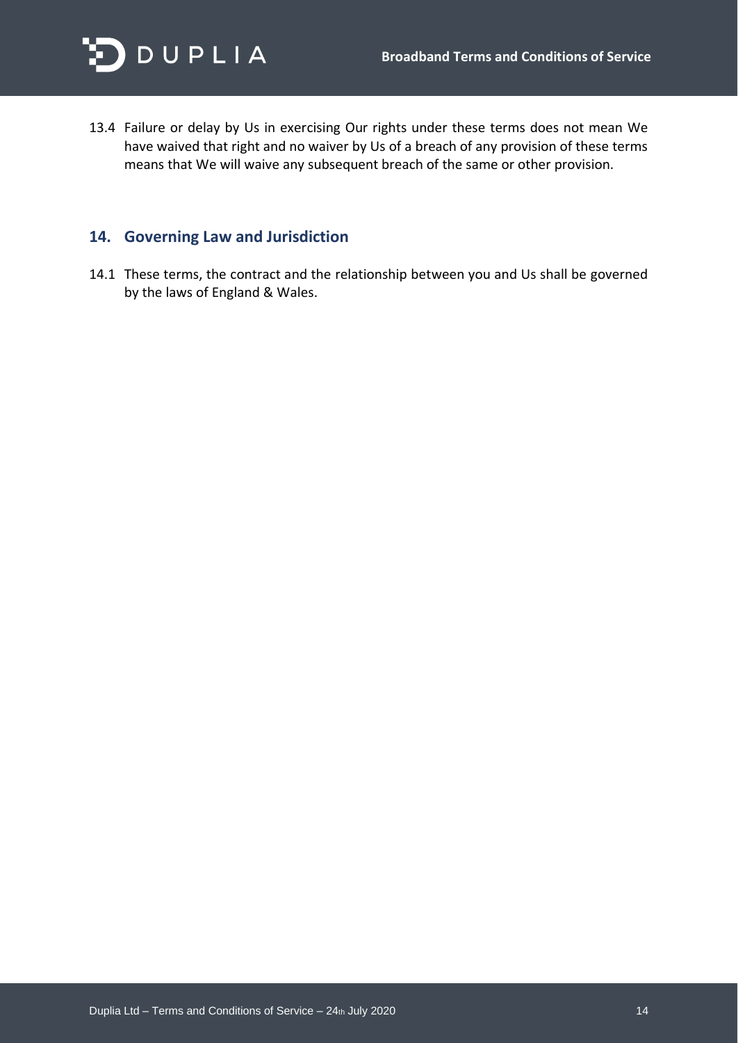13.4 Failure or delay by Us in exercising Our rights under these terms does not mean We have waived that right and no waiver by Us of a breach of any provision of these terms means that We will waive any subsequent breach of the same or other provision.

## 14. Governing Law and Jurisdiction

14.1 These terms, the contract and the relationship between you and Us shall be governed by the laws of England & Wales.